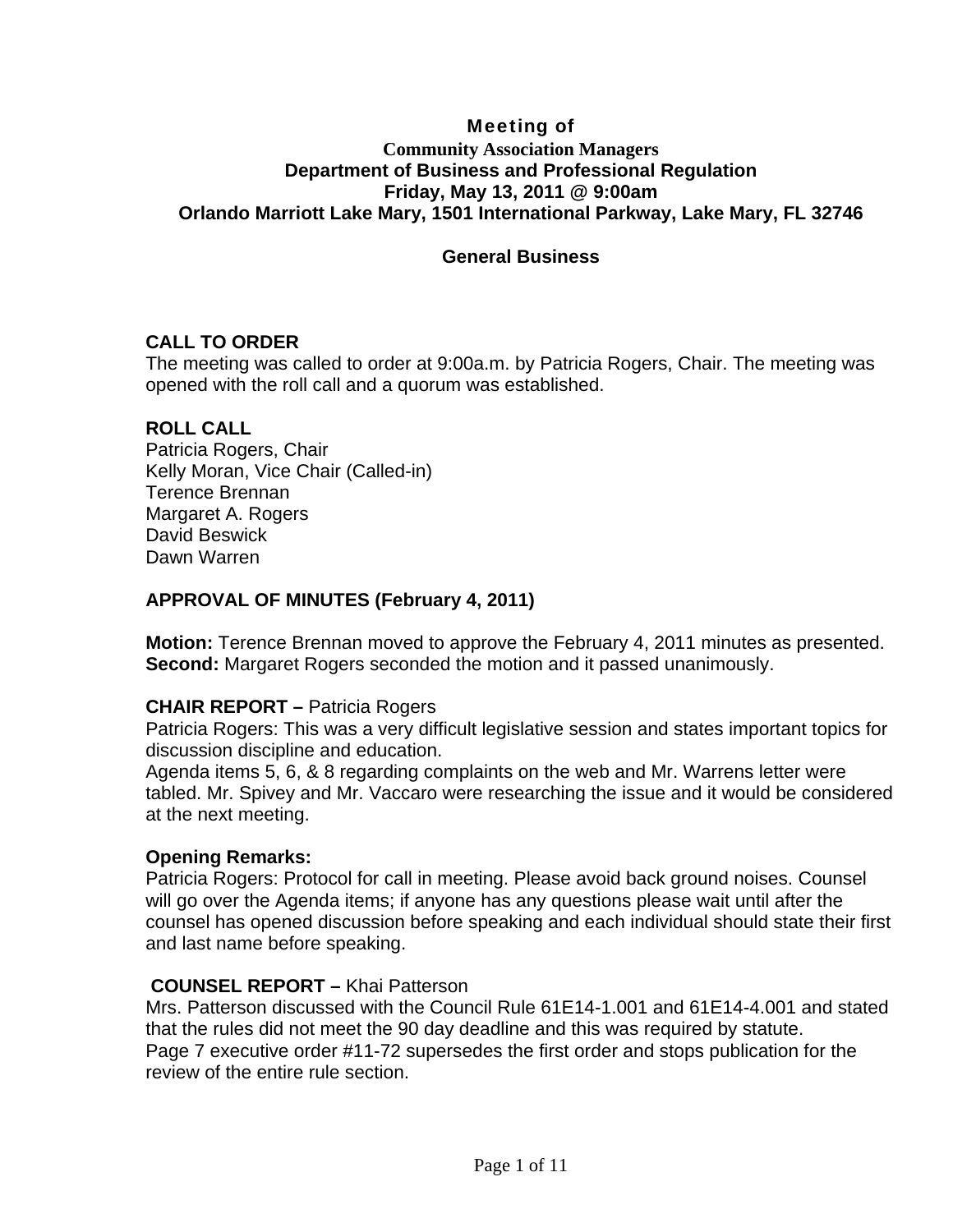# Meeting of

## Community Association Managers
## Department of Business and Professional Regulation
## Friday, May 13, 2011 @ 9:00am
## Orlando Marriott Lake Mary, 1501 International Parkway, Lake Mary, FL 32746

### General Business

**CALL TO ORDER**

The meeting was called to order at 9:00a.m. by Patricia Rogers, Chair. The meeting was opened with the roll call and a quorum was established.

**ROLL CALL**

Patricia Rogers, Chair
Kelly Moran, Vice Chair (Called-in)
Terence Brennan
Margaret A. Rogers
David Beswick
Dawn Warren

**APPROVAL OF MINUTES (February 4, 2011)**

**Motion:** Terence Brennan moved to approve the February 4, 2011 minutes as presented.
**Second:** Margaret Rogers seconded the motion and it passed unanimously.

**CHAIR REPORT –** Patricia Rogers

Patricia Rogers: This was a very difficult legislative session and states important topics for discussion discipline and education.

Agenda items 5, 6, & 8 regarding complaints on the web and Mr. Warrens letter were tabled. Mr. Spivey and Mr. Vaccaro were researching the issue and it would be considered at the next meeting.

**Opening Remarks:**

Patricia Rogers: Protocol for call in meeting. Please avoid back ground noises. Counsel will go over the Agenda items; if anyone has any questions please wait until after the counsel has opened discussion before speaking and each individual should state their first and last name before speaking.

**COUNSEL REPORT –** Khai Patterson

Mrs. Patterson discussed with the Council Rule 61E14-1.001 and 61E14-4.001 and stated that the rules did not meet the 90 day deadline and this was required by statute.

Page 7 executive order #11-72 supersedes the first order and stops publication for the review of the entire rule section.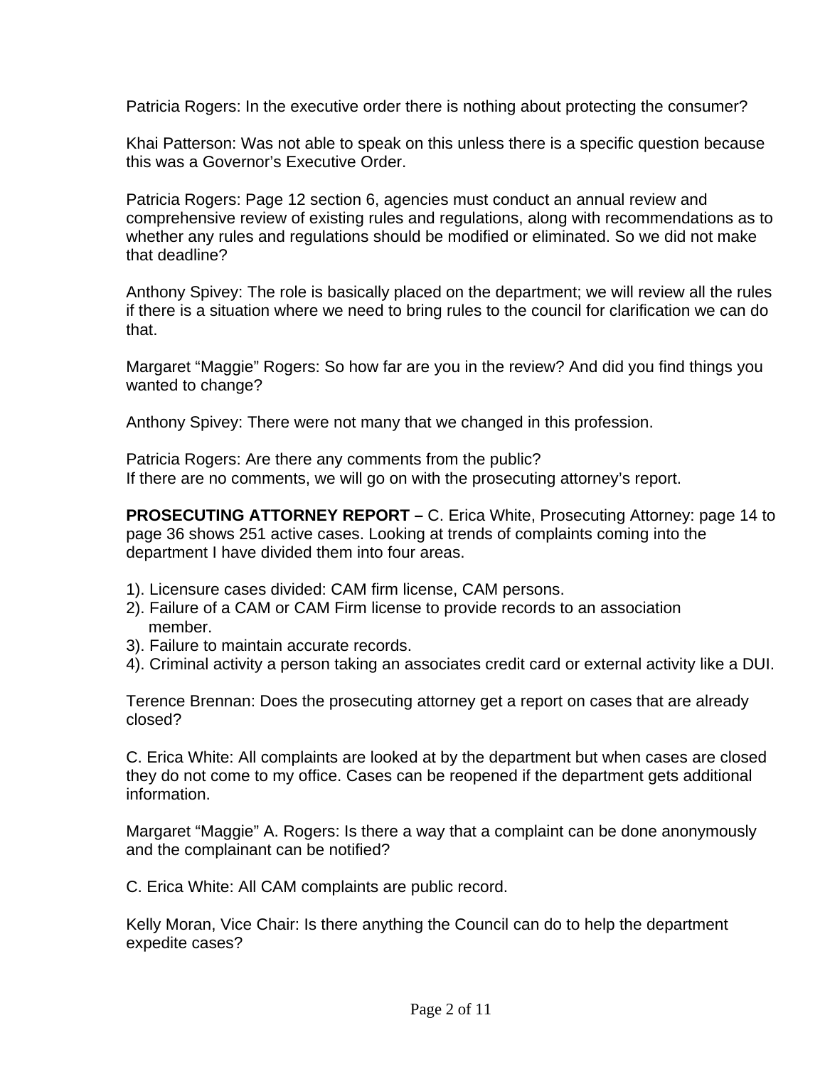Patricia Rogers: In the executive order there is nothing about protecting the consumer?

Khai Patterson: Was not able to speak on this unless there is a specific question because this was a Governor's Executive Order.

Patricia Rogers: Page 12 section 6, agencies must conduct an annual review and comprehensive review of existing rules and regulations, along with recommendations as to whether any rules and regulations should be modified or eliminated. So we did not make that deadline?

Anthony Spivey: The role is basically placed on the department; we will review all the rules if there is a situation where we need to bring rules to the council for clarification we can do that.

Margaret "Maggie" Rogers: So how far are you in the review? And did you find things you wanted to change?

Anthony Spivey: There were not many that we changed in this profession.

Patricia Rogers: Are there any comments from the public?
If there are no comments, we will go on with the prosecuting attorney's report.

**PROSECUTING ATTORNEY REPORT –** C. Erica White, Prosecuting Attorney: page 14 to page 36 shows 251 active cases. Looking at trends of complaints coming into the department I have divided them into four areas.

1). Licensure cases divided: CAM firm license, CAM persons.
2). Failure of a CAM or CAM Firm license to provide records to an association member.
3). Failure to maintain accurate records.
4). Criminal activity a person taking an associates credit card or external activity like a DUI.

Terence Brennan: Does the prosecuting attorney get a report on cases that are already closed?

C. Erica White: All complaints are looked at by the department but when cases are closed they do not come to my office. Cases can be reopened if the department gets additional information.

Margaret "Maggie" A. Rogers: Is there a way that a complaint can be done anonymously and the complainant can be notified?

C. Erica White: All CAM complaints are public record.

Kelly Moran, Vice Chair: Is there anything the Council can do to help the department expedite cases?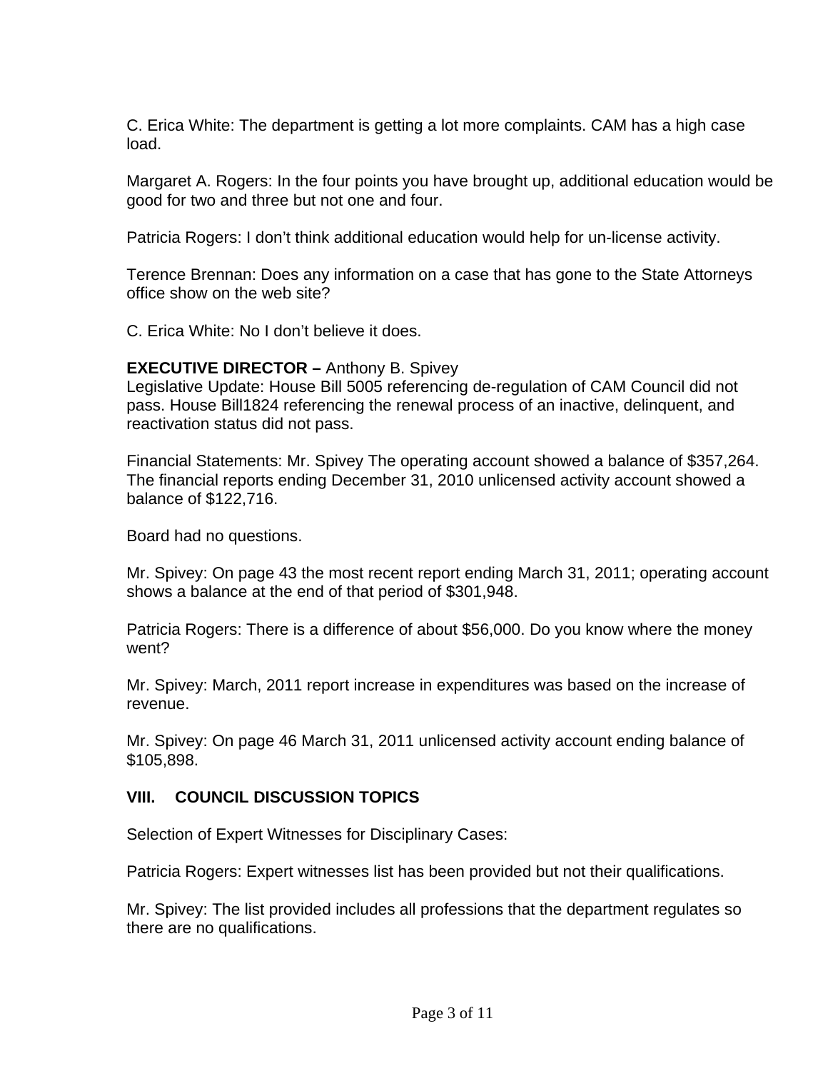C. Erica White: The department is getting a lot more complaints. CAM has a high case load.

Margaret A. Rogers: In the four points you have brought up, additional education would be good for two and three but not one and four.

Patricia Rogers: I don't think additional education would help for un-license activity.

Terence Brennan: Does any information on a case that has gone to the State Attorneys office show on the web site?

C. Erica White: No I don't believe it does.

**EXECUTIVE DIRECTOR –** Anthony B. Spivey
Legislative Update: House Bill 5005 referencing de-regulation of CAM Council did not pass. House Bill1824 referencing the renewal process of an inactive, delinquent, and reactivation status did not pass.

Financial Statements: Mr. Spivey The operating account showed a balance of $357,264. The financial reports ending December 31, 2010 unlicensed activity account showed a balance of $122,716.

Board had no questions.

Mr. Spivey: On page 43 the most recent report ending March 31, 2011; operating account shows a balance at the end of that period of $301,948.

Patricia Rogers: There is a difference of about $56,000. Do you know where the money went?

Mr. Spivey: March, 2011 report increase in expenditures was based on the increase of revenue.

Mr. Spivey: On page 46 March 31, 2011 unlicensed activity account ending balance of $105,898.

## VIII. COUNCIL DISCUSSION TOPICS

Selection of Expert Witnesses for Disciplinary Cases:

Patricia Rogers: Expert witnesses list has been provided but not their qualifications.

Mr. Spivey: The list provided includes all professions that the department regulates so there are no qualifications.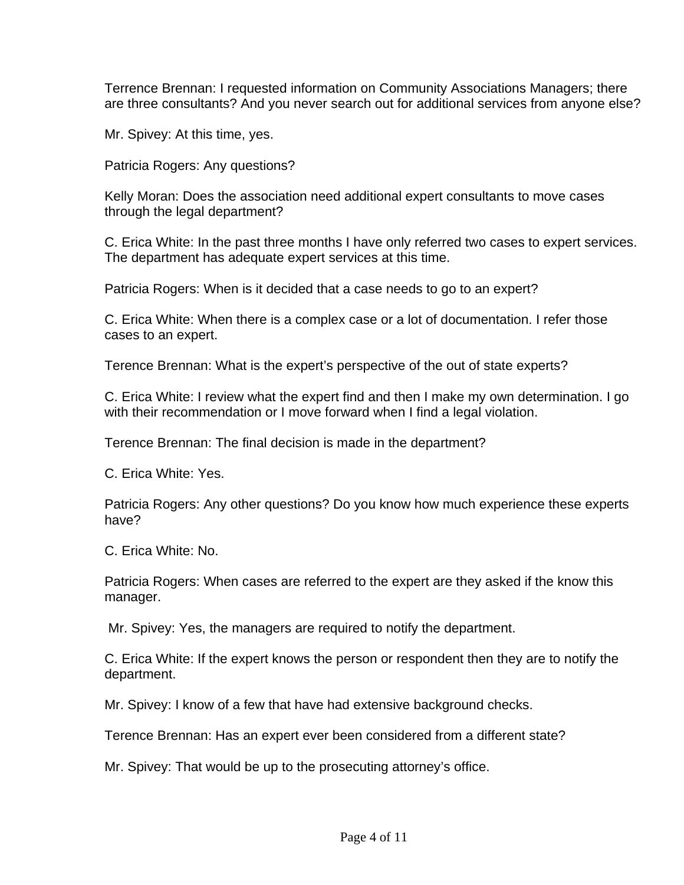Terrence Brennan: I requested information on Community Associations Managers; there are three consultants? And you never search out for additional services from anyone else?

Mr. Spivey: At this time, yes.

Patricia Rogers: Any questions?

Kelly Moran: Does the association need additional expert consultants to move cases through the legal department?

C. Erica White: In the past three months I have only referred two cases to expert services. The department has adequate expert services at this time.

Patricia Rogers: When is it decided that a case needs to go to an expert?

C. Erica White: When there is a complex case or a lot of documentation. I refer those cases to an expert.

Terence Brennan: What is the expert's perspective of the out of state experts?

C. Erica White: I review what the expert find and then I make my own determination. I go with their recommendation or I move forward when I find a legal violation.

Terence Brennan: The final decision is made in the department?

C. Erica White: Yes.

Patricia Rogers: Any other questions? Do you know how much experience these experts have?

C. Erica White: No.

Patricia Rogers: When cases are referred to the expert are they asked if the know this manager.

Mr. Spivey: Yes, the managers are required to notify the department.

C. Erica White: If the expert knows the person or respondent then they are to notify the department.

Mr. Spivey: I know of a few that have had extensive background checks.

Terence Brennan: Has an expert ever been considered from a different state?

Mr. Spivey: That would be up to the prosecuting attorney's office.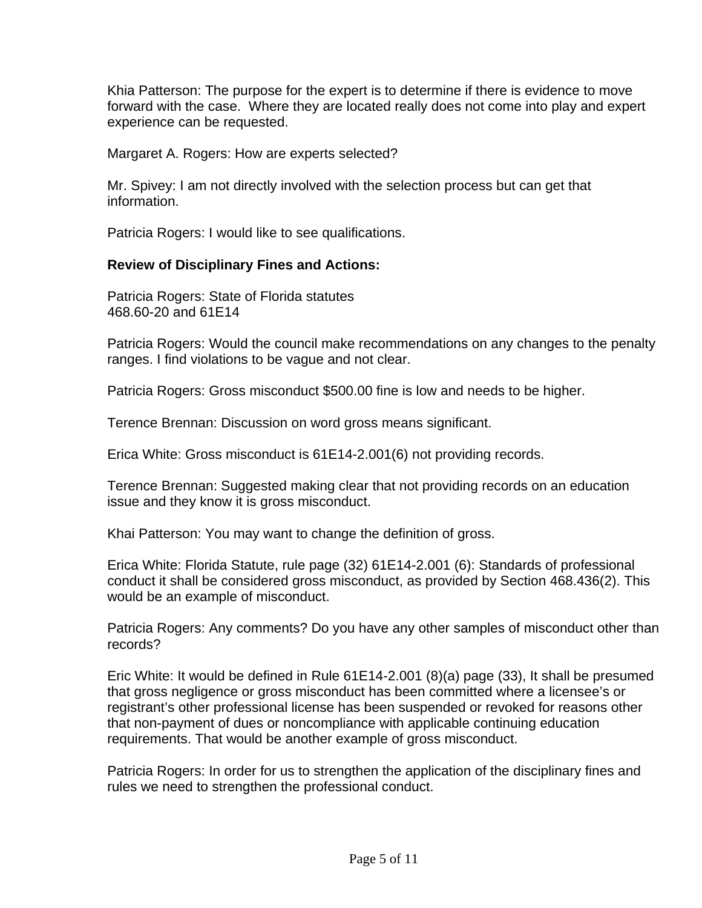Khia Patterson: The purpose for the expert is to determine if there is evidence to move forward with the case. Where they are located really does not come into play and expert experience can be requested.

Margaret A. Rogers: How are experts selected?

Mr. Spivey: I am not directly involved with the selection process but can get that information.

Patricia Rogers: I would like to see qualifications.

**Review of Disciplinary Fines and Actions:**

Patricia Rogers: State of Florida statutes
468.60-20 and 61E14

Patricia Rogers: Would the council make recommendations on any changes to the penalty ranges. I find violations to be vague and not clear.

Patricia Rogers: Gross misconduct $500.00 fine is low and needs to be higher.

Terence Brennan: Discussion on word gross means significant.

Erica White: Gross misconduct is 61E14-2.001(6) not providing records.

Terence Brennan: Suggested making clear that not providing records on an education issue and they know it is gross misconduct.

Khai Patterson: You may want to change the definition of gross.

Erica White: Florida Statute, rule page (32) 61E14-2.001 (6): Standards of professional conduct it shall be considered gross misconduct, as provided by Section 468.436(2). This would be an example of misconduct.

Patricia Rogers: Any comments? Do you have any other samples of misconduct other than records?

Eric White: It would be defined in Rule 61E14-2.001 (8)(a) page (33), It shall be presumed that gross negligence or gross misconduct has been committed where a licensee's or registrant's other professional license has been suspended or revoked for reasons other that non-payment of dues or noncompliance with applicable continuing education requirements. That would be another example of gross misconduct.

Patricia Rogers: In order for us to strengthen the application of the disciplinary fines and rules we need to strengthen the professional conduct.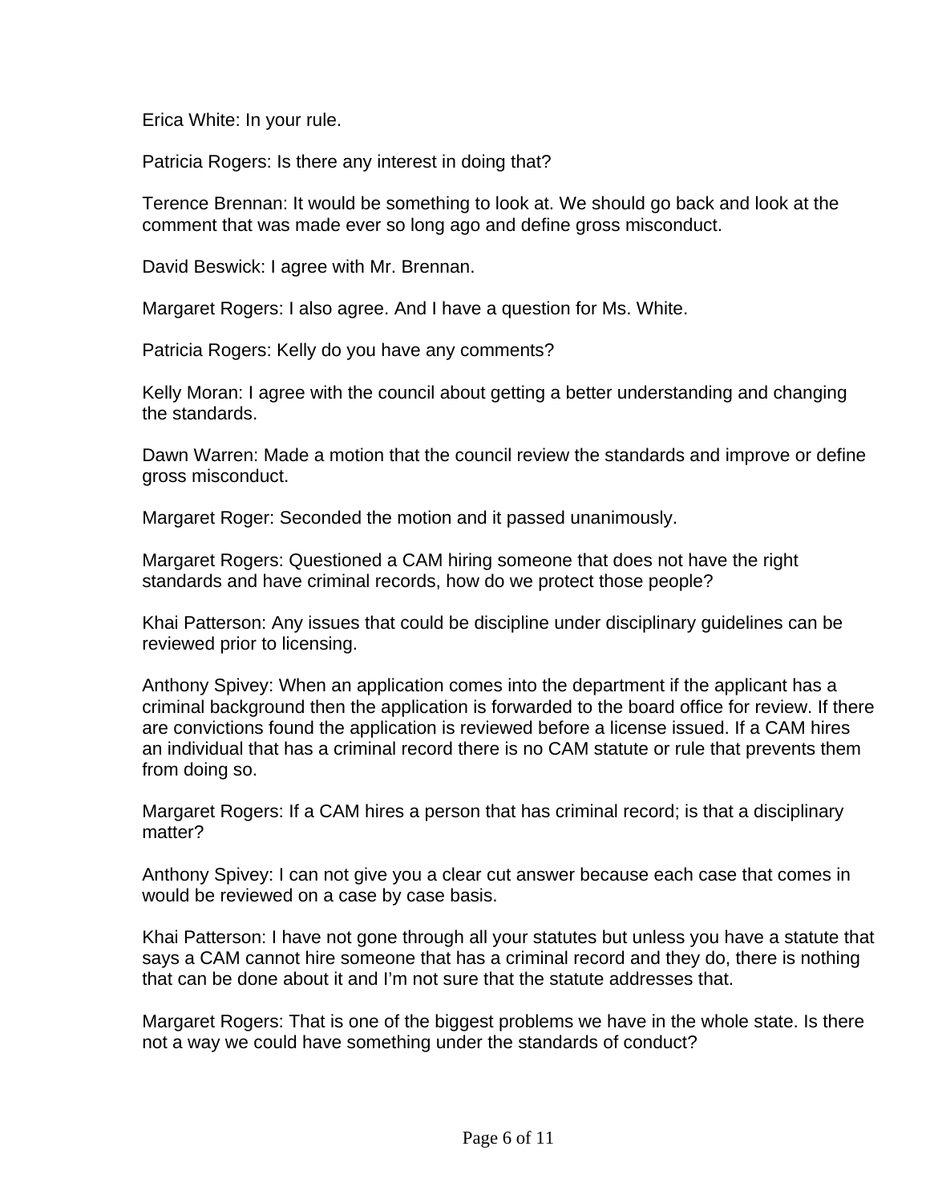Erica White: In your rule.

Patricia Rogers: Is there any interest in doing that?

Terence Brennan: It would be something to look at. We should go back and look at the comment that was made ever so long ago and define gross misconduct.

David Beswick: I agree with Mr. Brennan.

Margaret Rogers: I also agree. And I have a question for Ms. White.

Patricia Rogers: Kelly do you have any comments?

Kelly Moran: I agree with the council about getting a better understanding and changing the standards.

Dawn Warren: Made a motion that the council review the standards and improve or define gross misconduct.

Margaret Roger: Seconded the motion and it passed unanimously.

Margaret Rogers: Questioned a CAM hiring someone that does not have the right standards and have criminal records, how do we protect those people?

Khai Patterson: Any issues that could be discipline under disciplinary guidelines can be reviewed prior to licensing.

Anthony Spivey: When an application comes into the department if the applicant has a criminal background then the application is forwarded to the board office for review. If there are convictions found the application is reviewed before a license issued. If a CAM hires an individual that has a criminal record there is no CAM statute or rule that prevents them from doing so.

Margaret Rogers: If a CAM hires a person that has criminal record; is that a disciplinary matter?

Anthony Spivey: I can not give you a clear cut answer because each case that comes in would be reviewed on a case by case basis.

Khai Patterson: I have not gone through all your statutes but unless you have a statute that says a CAM cannot hire someone that has a criminal record and they do, there is nothing that can be done about it and I'm not sure that the statute addresses that.

Margaret Rogers: That is one of the biggest problems we have in the whole state. Is there not a way we could have something under the standards of conduct?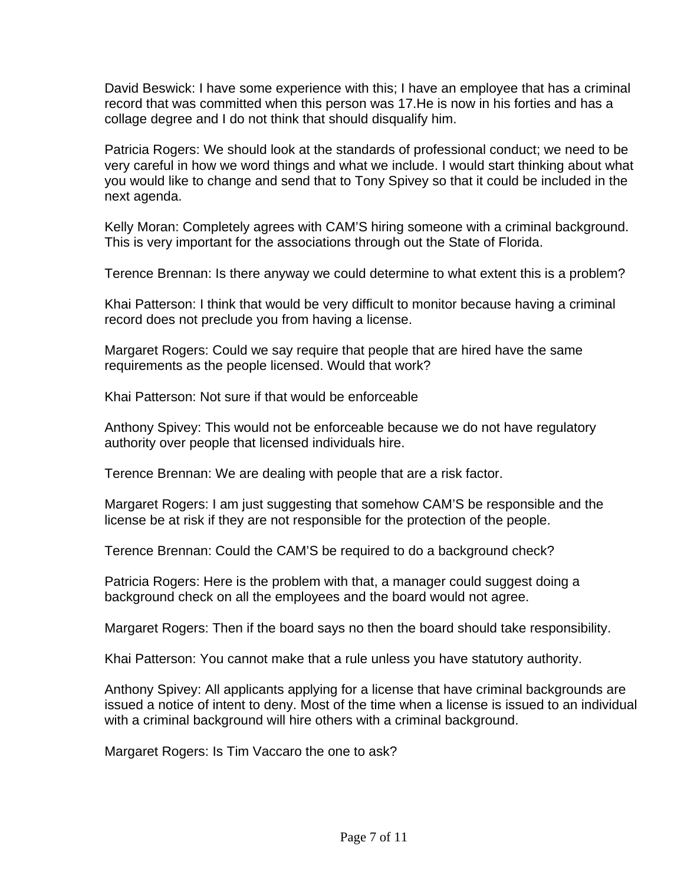David Beswick: I have some experience with this; I have an employee that has a criminal record that was committed when this person was 17.He is now in his forties and has a collage degree and I do not think that should disqualify him.

Patricia Rogers: We should look at the standards of professional conduct; we need to be very careful in how we word things and what we include. I would start thinking about what you would like to change and send that to Tony Spivey so that it could be included in the next agenda.

Kelly Moran: Completely agrees with CAM'S hiring someone with a criminal background. This is very important for the associations through out the State of Florida.

Terence Brennan: Is there anyway we could determine to what extent this is a problem?

Khai Patterson: I think that would be very difficult to monitor because having a criminal record does not preclude you from having a license.

Margaret Rogers: Could we say require that people that are hired have the same requirements as the people licensed. Would that work?

Khai Patterson: Not sure if that would be enforceable

Anthony Spivey: This would not be enforceable because we do not have regulatory authority over people that licensed individuals hire.

Terence Brennan: We are dealing with people that are a risk factor.

Margaret Rogers: I am just suggesting that somehow CAM'S be responsible and the license be at risk if they are not responsible for the protection of the people.

Terence Brennan: Could the CAM'S be required to do a background check?

Patricia Rogers: Here is the problem with that, a manager could suggest doing a background check on all the employees and the board would not agree.

Margaret Rogers: Then if the board says no then the board should take responsibility.

Khai Patterson: You cannot make that a rule unless you have statutory authority.

Anthony Spivey: All applicants applying for a license that have criminal backgrounds are issued a notice of intent to deny. Most of the time when a license is issued to an individual with a criminal background will hire others with a criminal background.

Margaret Rogers: Is Tim Vaccaro the one to ask?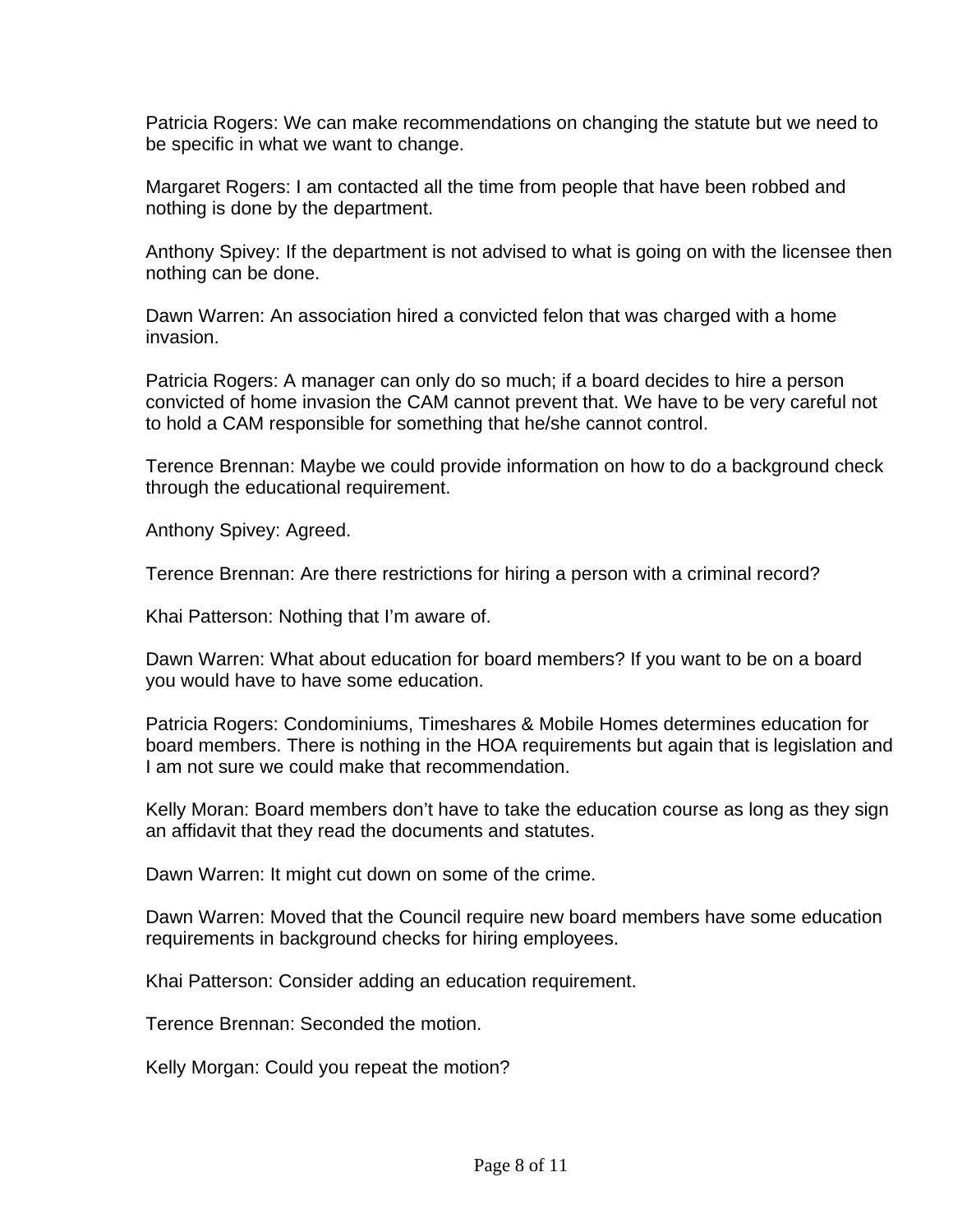Patricia Rogers: We can make recommendations on changing the statute but we need to be specific in what we want to change.

Margaret Rogers: I am contacted all the time from people that have been robbed and nothing is done by the department.

Anthony Spivey: If the department is not advised to what is going on with the licensee then nothing can be done.

Dawn Warren: An association hired a convicted felon that was charged with a home invasion.

Patricia Rogers: A manager can only do so much; if a board decides to hire a person convicted of home invasion the CAM cannot prevent that. We have to be very careful not to hold a CAM responsible for something that he/she cannot control.

Terence Brennan: Maybe we could provide information on how to do a background check through the educational requirement.

Anthony Spivey: Agreed.

Terence Brennan: Are there restrictions for hiring a person with a criminal record?

Khai Patterson: Nothing that I'm aware of.

Dawn Warren: What about education for board members? If you want to be on a board you would have to have some education.

Patricia Rogers: Condominiums, Timeshares & Mobile Homes determines education for board members. There is nothing in the HOA requirements but again that is legislation and I am not sure we could make that recommendation.

Kelly Moran: Board members don't have to take the education course as long as they sign an affidavit that they read the documents and statutes.

Dawn Warren: It might cut down on some of the crime.

Dawn Warren: Moved that the Council require new board members have some education requirements in background checks for hiring employees.

Khai Patterson: Consider adding an education requirement.

Terence Brennan: Seconded the motion.

Kelly Morgan: Could you repeat the motion?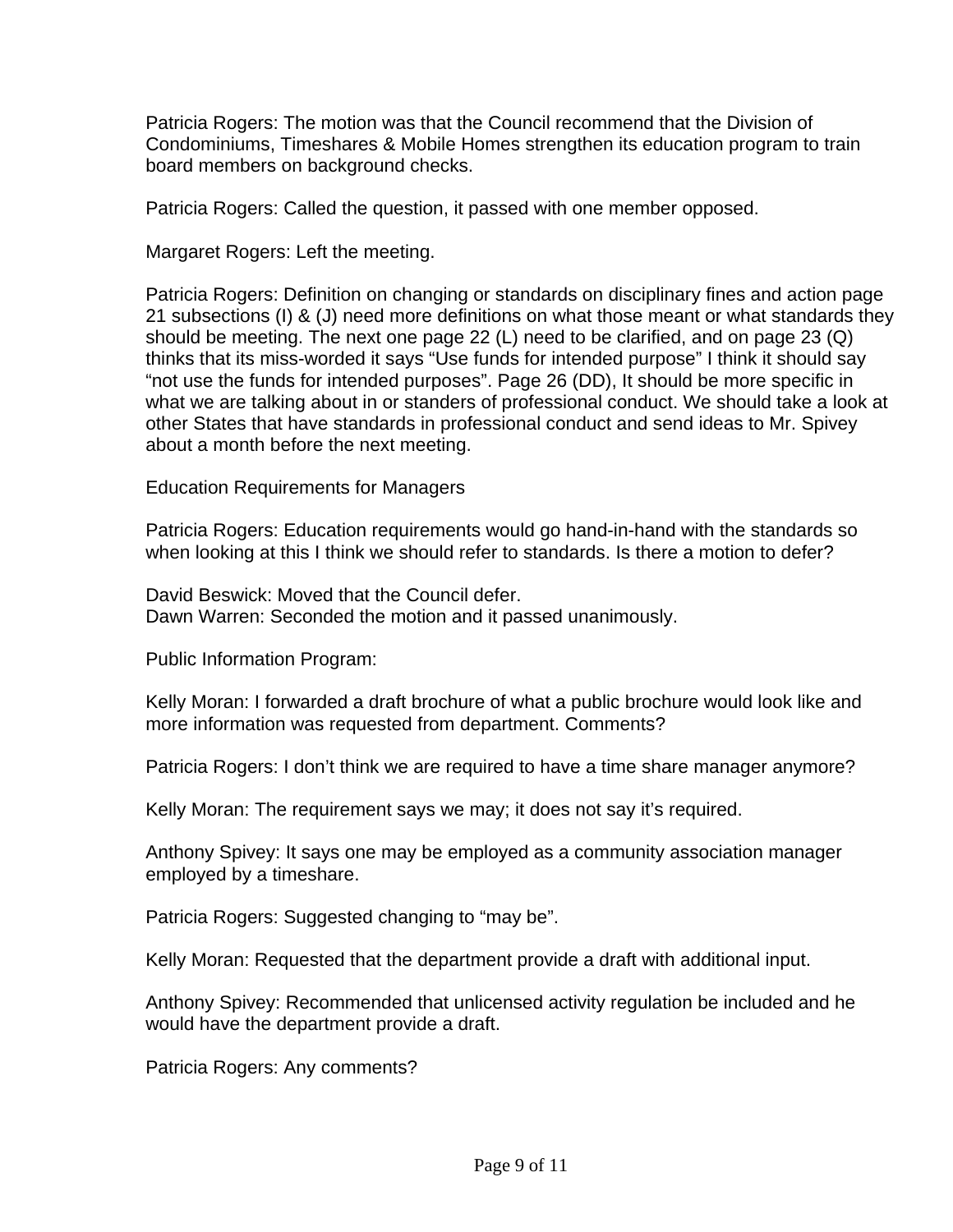Patricia Rogers: The motion was that the Council recommend that the Division of Condominiums, Timeshares & Mobile Homes strengthen its education program to train board members on background checks.

Patricia Rogers: Called the question, it passed with one member opposed.

Margaret Rogers: Left the meeting.

Patricia Rogers: Definition on changing or standards on disciplinary fines and action page 21 subsections (I) & (J) need more definitions on what those meant or what standards they should be meeting. The next one page 22 (L) need to be clarified, and on page 23 (Q) thinks that its miss-worded it says "Use funds for intended purpose" I think it should say "not use the funds for intended purposes". Page 26 (DD), It should be more specific in what we are talking about in or standers of professional conduct. We should take a look at other States that have standards in professional conduct and send ideas to Mr. Spivey about a month before the next meeting.

Education Requirements for Managers

Patricia Rogers: Education requirements would go hand-in-hand with the standards so when looking at this I think we should refer to standards. Is there a motion to defer?

David Beswick: Moved that the Council defer.
Dawn Warren: Seconded the motion and it passed unanimously.

Public Information Program:

Kelly Moran: I forwarded a draft brochure of what a public brochure would look like and more information was requested from department. Comments?

Patricia Rogers: I don't think we are required to have a time share manager anymore?

Kelly Moran: The requirement says we may; it does not say it's required.

Anthony Spivey: It says one may be employed as a community association manager employed by a timeshare.

Patricia Rogers: Suggested changing to "may be".

Kelly Moran: Requested that the department provide a draft with additional input.

Anthony Spivey: Recommended that unlicensed activity regulation be included and he would have the department provide a draft.

Patricia Rogers: Any comments?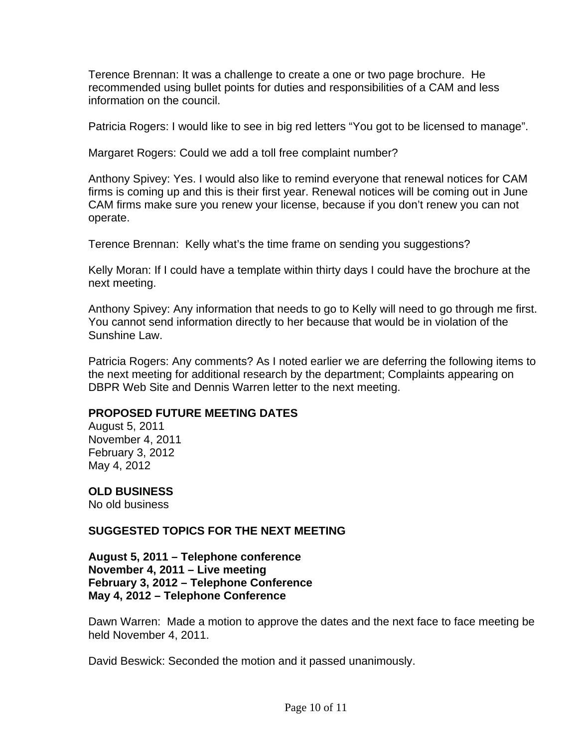Terence Brennan: It was a challenge to create a one or two page brochure. He recommended using bullet points for duties and responsibilities of a CAM and less information on the council.

Patricia Rogers: I would like to see in big red letters "You got to be licensed to manage".

Margaret Rogers: Could we add a toll free complaint number?

Anthony Spivey: Yes. I would also like to remind everyone that renewal notices for CAM firms is coming up and this is their first year. Renewal notices will be coming out in June CAM firms make sure you renew your license, because if you don't renew you can not operate.

Terence Brennan: Kelly what's the time frame on sending you suggestions?

Kelly Moran: If I could have a template within thirty days I could have the brochure at the next meeting.

Anthony Spivey: Any information that needs to go to Kelly will need to go through me first. You cannot send information directly to her because that would be in violation of the Sunshine Law.

Patricia Rogers: Any comments? As I noted earlier we are deferring the following items to the next meeting for additional research by the department; Complaints appearing on DBPR Web Site and Dennis Warren letter to the next meeting.

**PROPOSED FUTURE MEETING DATES**

August 5, 2011
November 4, 2011
February 3, 2012
May 4, 2012

**OLD BUSINESS**

No old business

**SUGGESTED TOPICS FOR THE NEXT MEETING**

**August 5, 2011 – Telephone conference**
**November 4, 2011 – Live meeting**
**February 3, 2012 – Telephone Conference**
**May 4, 2012 – Telephone Conference**

Dawn Warren: Made a motion to approve the dates and the next face to face meeting be held November 4, 2011.

David Beswick: Seconded the motion and it passed unanimously.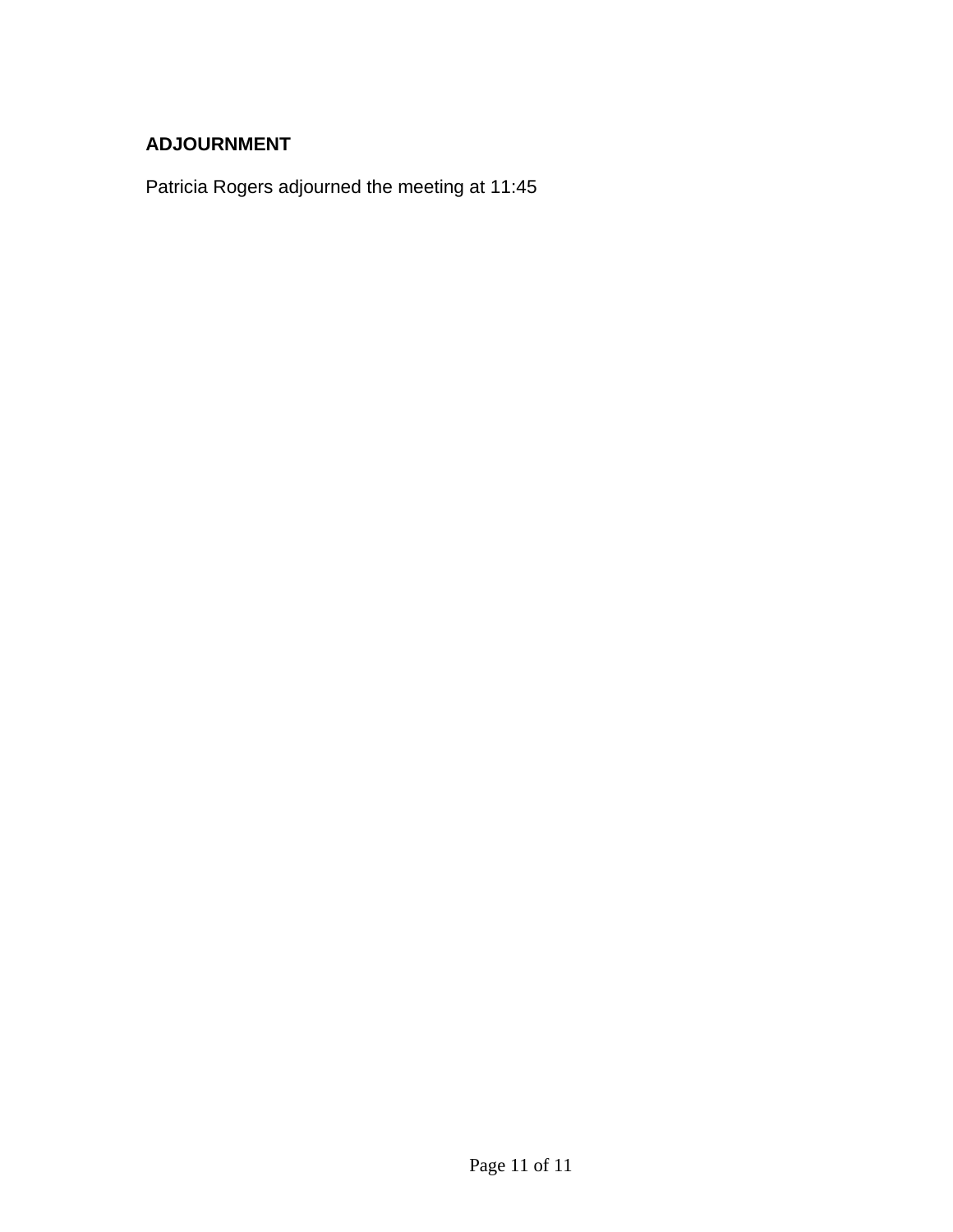**ADJOURNMENT**

Patricia Rogers adjourned the meeting at 11:45